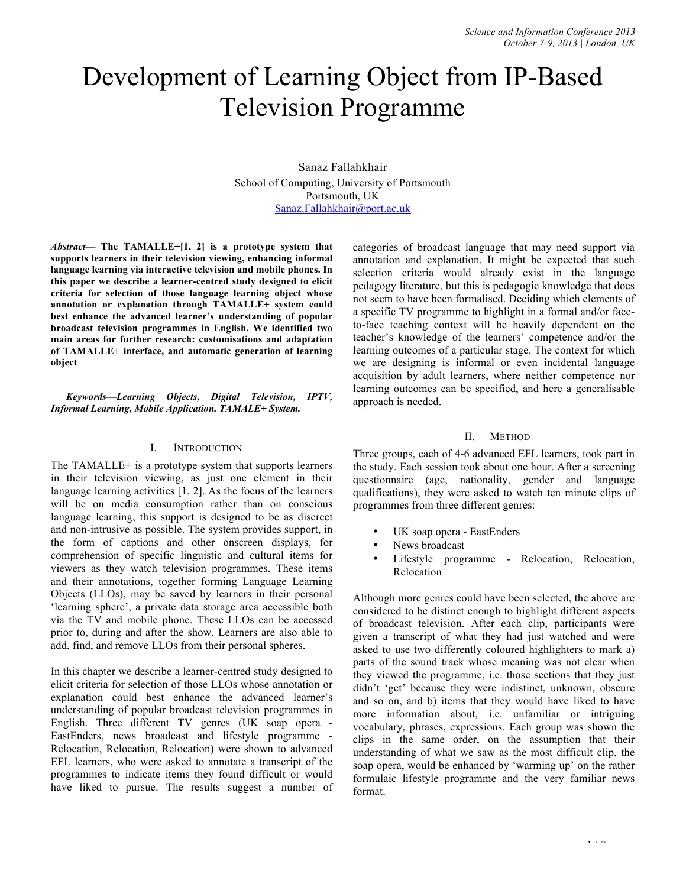# Development of Learning Object from IP-Based Television Programme

Sanaz Fallahkhair
School of Computing, University of Portsmouth
Portsmouth, UK
Sanaz.Fallahkhair@port.ac.uk

***Abstract*— The TAMALLE+[1, 2] is a prototype system that supports learners in their television viewing, enhancing informal language learning via interactive television and mobile phones. In this paper we describe a learner-centred study designed to elicit criteria for selection of those language learning object whose annotation or explanation through TAMALLE+ system could best enhance the advanced learner's understanding of popular broadcast television programmes in English. We identified two main areas for further research: customisations and adaptation of TAMALLE+ interface, and automatic generation of learning object**

***Keywords—Learning Objects, Digital Television, IPTV, Informal Learning, Mobile Application. TAMALE+ System.***

## I. Introduction

The TAMALLE+ is a prototype system that supports learners in their television viewing, as just one element in their language learning activities [1, 2]. As the focus of the learners will be on media consumption rather than on conscious language learning, this support is designed to be as discreet and non-intrusive as possible. The system provides support, in the form of captions and other onscreen displays, for comprehension of specific linguistic and cultural items for viewers as they watch television programmes. These items and their annotations, together forming Language Learning Objects (LLOs), may be saved by learners in their personal 'learning sphere', a private data storage area accessible both via the TV and mobile phone. These LLOs can be accessed prior to, during and after the show. Learners are also able to add, find, and remove LLOs from their personal spheres.

In this chapter we describe a learner-centred study designed to elicit criteria for selection of those LLOs whose annotation or explanation could best enhance the advanced learner's understanding of popular broadcast television programmes in English. Three different TV genres (UK soap opera - EastEnders, news broadcast and lifestyle programme - Relocation, Relocation, Relocation) were shown to advanced EFL learners, who were asked to annotate a transcript of the programmes to indicate items they found difficult or would have liked to pursue. The results suggest a number of categories of broadcast language that may need support via annotation and explanation. It might be expected that such selection criteria would already exist in the language pedagogy literature, but this is pedagogic knowledge that does not seem to have been formalised. Deciding which elements of a specific TV programme to highlight in a formal and/or face-to-face teaching context will be heavily dependent on the teacher's knowledge of the learners' competence and/or the learning outcomes of a particular stage. The context for which we are designing is informal or even incidental language acquisition by adult learners, where neither competence nor learning outcomes can be specified, and here a generalisable approach is needed.

## II. Method

Three groups, each of 4-6 advanced EFL learners, took part in the study. Each session took about one hour. After a screening questionnaire (age, nationality, gender and language qualifications), they were asked to watch ten minute clips of programmes from three different genres:

- UK soap opera - EastEnders
- News broadcast
- Lifestyle programme - Relocation, Relocation, Relocation

Although more genres could have been selected, the above are considered to be distinct enough to highlight different aspects of broadcast television. After each clip, participants were given a transcript of what they had just watched and were asked to use two differently coloured highlighters to mark a) parts of the sound track whose meaning was not clear when they viewed the programme, i.e. those sections that they just didn't 'get' because they were indistinct, unknown, obscure and so on, and b) items that they would have liked to have more information about, i.e. unfamiliar or intriguing vocabulary, phrases, expressions. Each group was shown the clips in the same order, on the assumption that their understanding of what we saw as the most difficult clip, the soap opera, would be enhanced by 'warming up' on the rather formulaic lifestyle programme and the very familiar news format.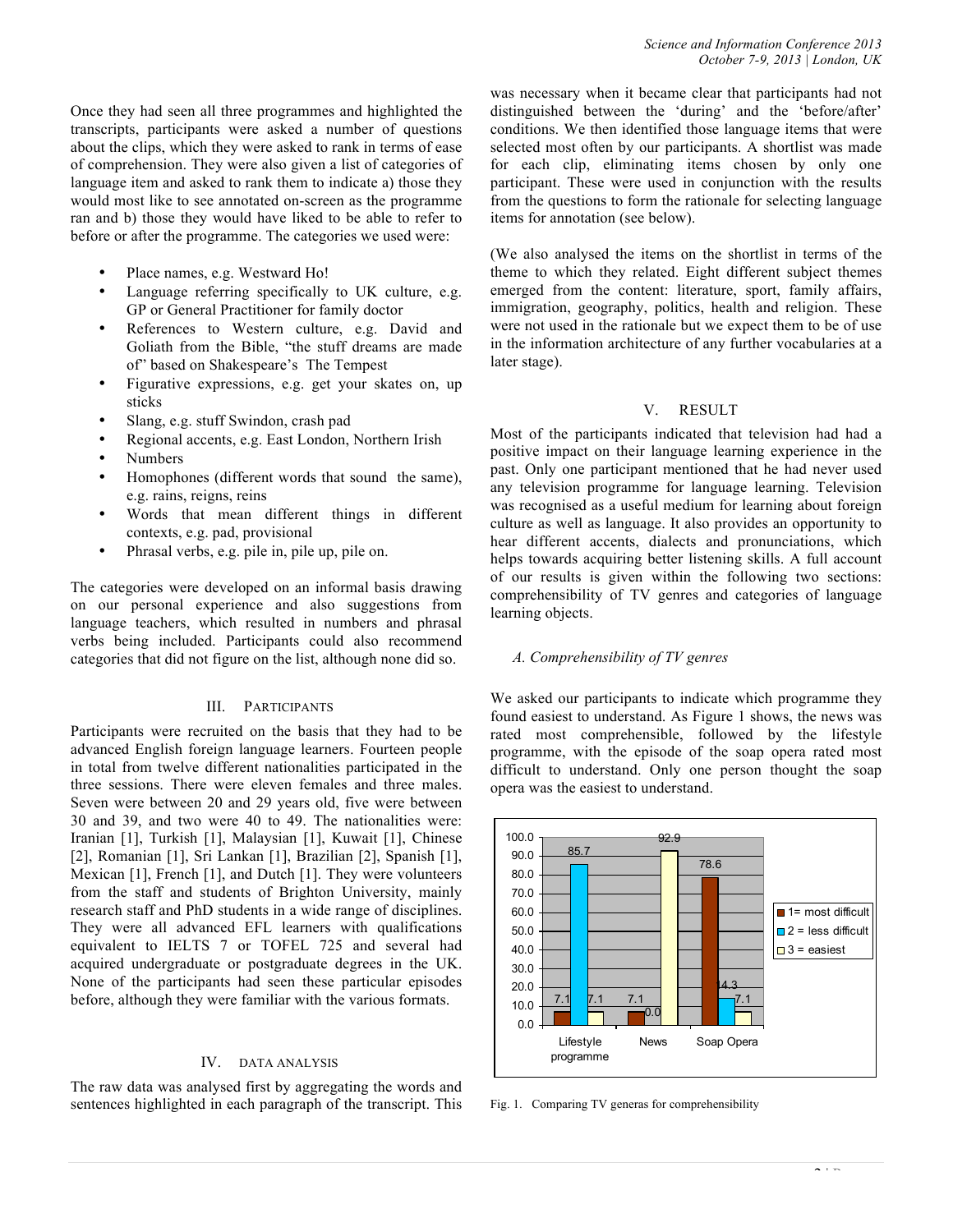Once they had seen all three programmes and highlighted the transcripts, participants were asked a number of questions about the clips, which they were asked to rank in terms of ease of comprehension. They were also given a list of categories of language item and asked to rank them to indicate a) those they would most like to see annotated on-screen as the programme ran and b) those they would have liked to be able to refer to before or after the programme. The categories we used were:

- Place names, e.g. Westward Ho!
- Language referring specifically to UK culture, e.g. GP or General Practitioner for family doctor
- References to Western culture, e.g. David and Goliath from the Bible, "the stuff dreams are made of" based on Shakespeare's The Tempest
- Figurative expressions, e.g. get your skates on, up sticks
- Slang, e.g. stuff Swindon, crash pad
- Regional accents, e.g. East London, Northern Irish
- Numbers
- Homophones (different words that sound the same), e.g. rains, reigns, reins
- Words that mean different things in different contexts, e.g. pad, provisional
- Phrasal verbs, e.g. pile in, pile up, pile on.

The categories were developed on an informal basis drawing on our personal experience and also suggestions from language teachers, which resulted in numbers and phrasal verbs being included. Participants could also recommend categories that did not figure on the list, although none did so.

## III. Participants

Participants were recruited on the basis that they had to be advanced English foreign language learners. Fourteen people in total from twelve different nationalities participated in the three sessions. There were eleven females and three males. Seven were between 20 and 29 years old, five were between 30 and 39, and two were 40 to 49. The nationalities were: Iranian [1], Turkish [1], Malaysian [1], Kuwait [1], Chinese [2], Romanian [1], Sri Lankan [1], Brazilian [2], Spanish [1], Mexican [1], French [1], and Dutch [1]. They were volunteers from the staff and students of Brighton University, mainly research staff and PhD students in a wide range of disciplines. They were all advanced EFL learners with qualifications equivalent to IELTS 7 or TOFEL 725 and several had acquired undergraduate or postgraduate degrees in the UK. None of the participants had seen these particular episodes before, although they were familiar with the various formats.

## IV. Data Analysis

The raw data was analysed first by aggregating the words and sentences highlighted in each paragraph of the transcript. This was necessary when it became clear that participants had not distinguished between the 'during' and the 'before/after' conditions. We then identified those language items that were selected most often by our participants. A shortlist was made for each clip, eliminating items chosen by only one participant. These were used in conjunction with the results from the questions to form the rationale for selecting language items for annotation (see below).

(We also analysed the items on the shortlist in terms of the theme to which they related. Eight different subject themes emerged from the content: literature, sport, family affairs, immigration, geography, politics, health and religion. These were not used in the rationale but we expect them to be of use in the information architecture of any further vocabularies at a later stage).

## V. Result

Most of the participants indicated that television had had a positive impact on their language learning experience in the past. Only one participant mentioned that he had never used any television programme for language learning. Television was recognised as a useful medium for learning about foreign culture as well as language. It also provides an opportunity to hear different accents, dialects and pronunciations, which helps towards acquiring better listening skills. A full account of our results is given within the following two sections: comprehensibility of TV genres and categories of language learning objects.

### A. Comprehensibility of TV genres

We asked our participants to indicate which programme they found easiest to understand. As Figure 1 shows, the news was rated most comprehensible, followed by the lifestyle programme, with the episode of the soap opera rated most difficult to understand. Only one person thought the soap opera was the easiest to understand.

| | 1= most difficult | 2 = less difficult | 3 = easiest |
|---|---|---|---|
| Lifestyle programme | 7.1 | 85.7 | 7.1 |
| News | 7.1 | 0.0 | 92.9 |
| Soap Opera | 78.6 | 14.3 | 7.1 |

Fig. 1. Comparing TV generas for comprehensibility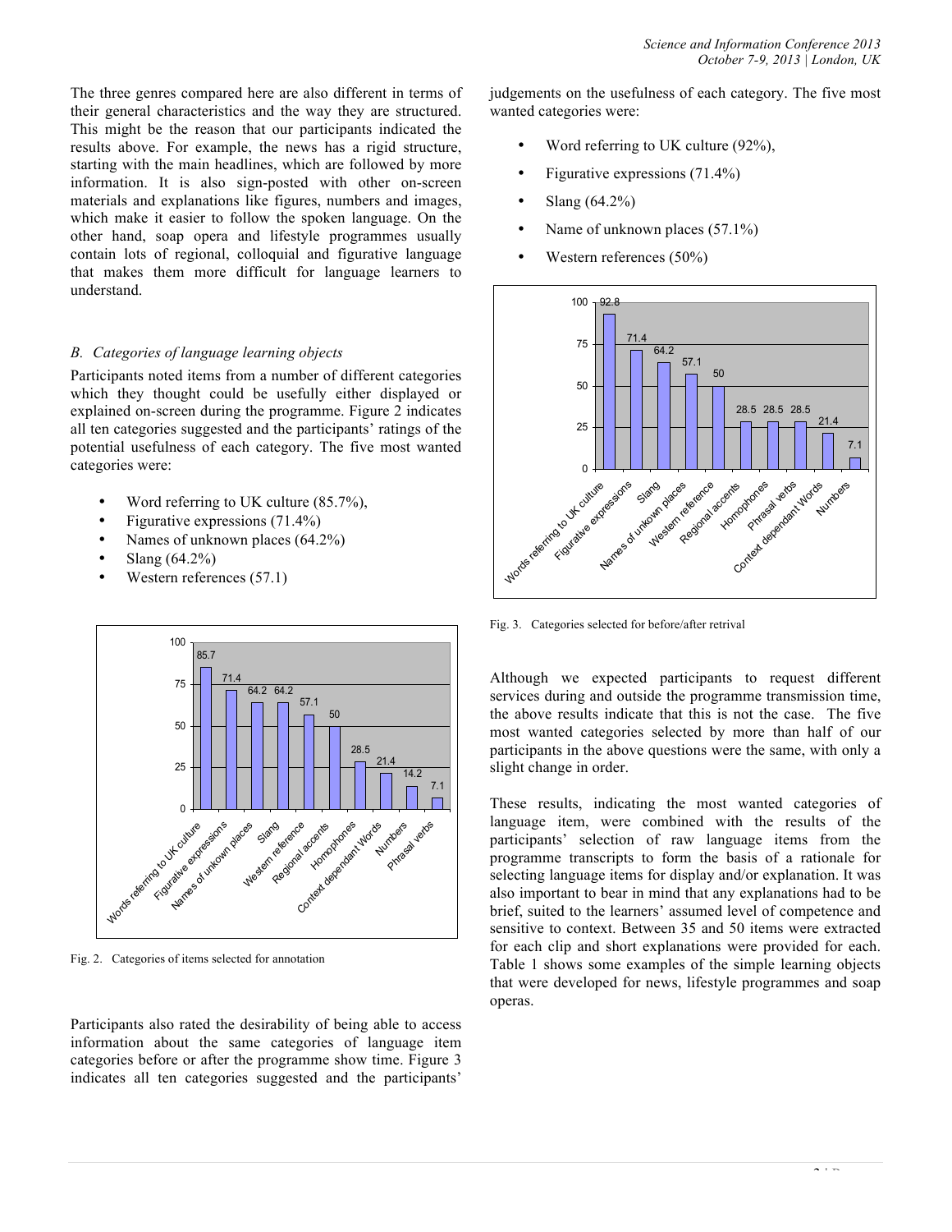The three genres compared here are also different in terms of their general characteristics and the way they are structured. This might be the reason that our participants indicated the results above. For example, the news has a rigid structure, starting with the main headlines, which are followed by more information. It is also sign-posted with other on-screen materials and explanations like figures, numbers and images, which make it easier to follow the spoken language. On the other hand, soap opera and lifestyle programmes usually contain lots of regional, colloquial and figurative language that makes them more difficult for language learners to understand.

### *B. Categories of language learning objects*

Participants noted items from a number of different categories which they thought could be usefully either displayed or explained on-screen during the programme. Figure 2 indicates all ten categories suggested and the participants' ratings of the potential usefulness of each category. The five most wanted categories were:

- Word referring to UK culture (85.7%),
- Figurative expressions (71.4%)
- Names of unknown places (64.2%)
- Slang (64.2%)
- Western references (57.1)

Fig. 2. Categories of items selected for annotation

Participants also rated the desirability of being able to access information about the same categories of language item categories before or after the programme show time. Figure 3 indicates all ten categories suggested and the participants' judgements on the usefulness of each category. The five most wanted categories were:

- Word referring to UK culture (92%),
- Figurative expressions (71.4%)
- Slang (64.2%)
- Name of unknown places (57.1%)
- Western references (50%)

Fig. 3. Categories selected for before/after retrival

Although we expected participants to request different services during and outside the programme transmission time, the above results indicate that this is not the case. The five most wanted categories selected by more than half of our participants in the above questions were the same, with only a slight change in order.

These results, indicating the most wanted categories of language item, were combined with the results of the participants' selection of raw language items from the programme transcripts to form the basis of a rationale for selecting language items for display and/or explanation. It was also important to bear in mind that any explanations had to be brief, suited to the learners' assumed level of competence and sensitive to context. Between 35 and 50 items were extracted for each clip and short explanations were provided for each. Table 1 shows some examples of the simple learning objects that were developed for news, lifestyle programmes and soap operas.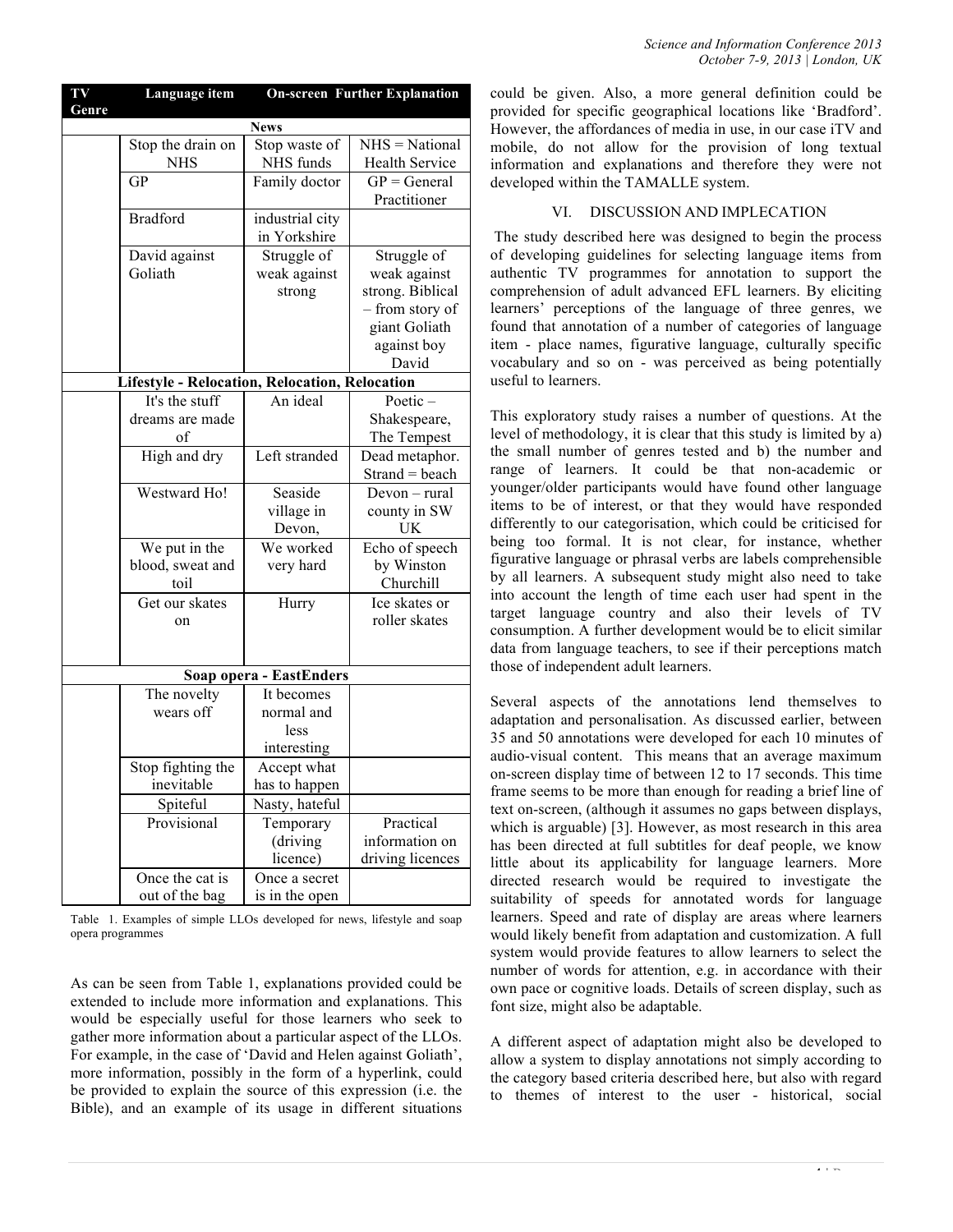| TV Genre | Language item | On-screen | Further Explanation |
|---|---|---|---|
| **News** | | | |
| | Stop the drain on NHS | Stop waste of NHS funds | NHS = National Health Service |
| | GP | Family doctor | GP = General Practitioner |
| | Bradford | industrial city in Yorkshire | |
| | David against Goliath | Struggle of weak against strong | Struggle of weak against strong. Biblical – from story of giant Goliath against boy David |
| **Lifestyle - Relocation, Relocation, Relocation** | | | |
| | It's the stuff dreams are made of | An ideal | Poetic – Shakespeare, The Tempest |
| | High and dry | Left stranded | Dead metaphor. Strand = beach |
| | Westward Ho! | Seaside village in Devon, | Devon – rural county in SW UK |
| | We put in the blood, sweat and toil | We worked very hard | Echo of speech by Winston Churchill |
| | Get our skates on | Hurry | Ice skates or roller skates |
| **Soap opera - EastEnders** | | | |
| | The novelty wears off | It becomes normal and less interesting | |
| | Stop fighting the inevitable | Accept what has to happen | |
| | Spiteful | Nasty, hateful | |
| | Provisional | Temporary (driving licence) | Practical information on driving licences |
| | Once the cat is out of the bag | Once a secret is in the open | |

Table 1. Examples of simple LLOs developed for news, lifestyle and soap opera programmes

As can be seen from Table 1, explanations provided could be extended to include more information and explanations. This would be especially useful for those learners who seek to gather more information about a particular aspect of the LLOs. For example, in the case of 'David and Helen against Goliath', more information, possibly in the form of a hyperlink, could be provided to explain the source of this expression (i.e. the Bible), and an example of its usage in different situations could be given. Also, a more general definition could be provided for specific geographical locations like 'Bradford'. However, the affordances of media in use, in our case iTV and mobile, do not allow for the provision of long textual information and explanations and therefore they were not developed within the TAMALLE system.

## VI. DISCUSSION AND IMPLECATION

The study described here was designed to begin the process of developing guidelines for selecting language items from authentic TV programmes for annotation to support the comprehension of adult advanced EFL learners. By eliciting learners' perceptions of the language of three genres, we found that annotation of a number of categories of language item - place names, figurative language, culturally specific vocabulary and so on - was perceived as being potentially useful to learners.

This exploratory study raises a number of questions. At the level of methodology, it is clear that this study is limited by a) the small number of genres tested and b) the number and range of learners. It could be that non-academic or younger/older participants would have found other language items to be of interest, or that they would have responded differently to our categorisation, which could be criticised for being too formal. It is not clear, for instance, whether figurative language or phrasal verbs are labels comprehensible by all learners. A subsequent study might also need to take into account the length of time each user had spent in the target language country and also their levels of TV consumption. A further development would be to elicit similar data from language teachers, to see if their perceptions match those of independent adult learners.

Several aspects of the annotations lend themselves to adaptation and personalisation. As discussed earlier, between 35 and 50 annotations were developed for each 10 minutes of audio-visual content. This means that an average maximum on-screen display time of between 12 to 17 seconds. This time frame seems to be more than enough for reading a brief line of text on-screen, (although it assumes no gaps between displays, which is arguable) [3]. However, as most research in this area has been directed at full subtitles for deaf people, we know little about its applicability for language learners. More directed research would be required to investigate the suitability of speeds for annotated words for language learners. Speed and rate of display are areas where learners would likely benefit from adaptation and customization. A full system would provide features to allow learners to select the number of words for attention, e.g. in accordance with their own pace or cognitive loads. Details of screen display, such as font size, might also be adaptable.

A different aspect of adaptation might also be developed to allow a system to display annotations not simply according to the category based criteria described here, but also with regard to themes of interest to the user - historical, social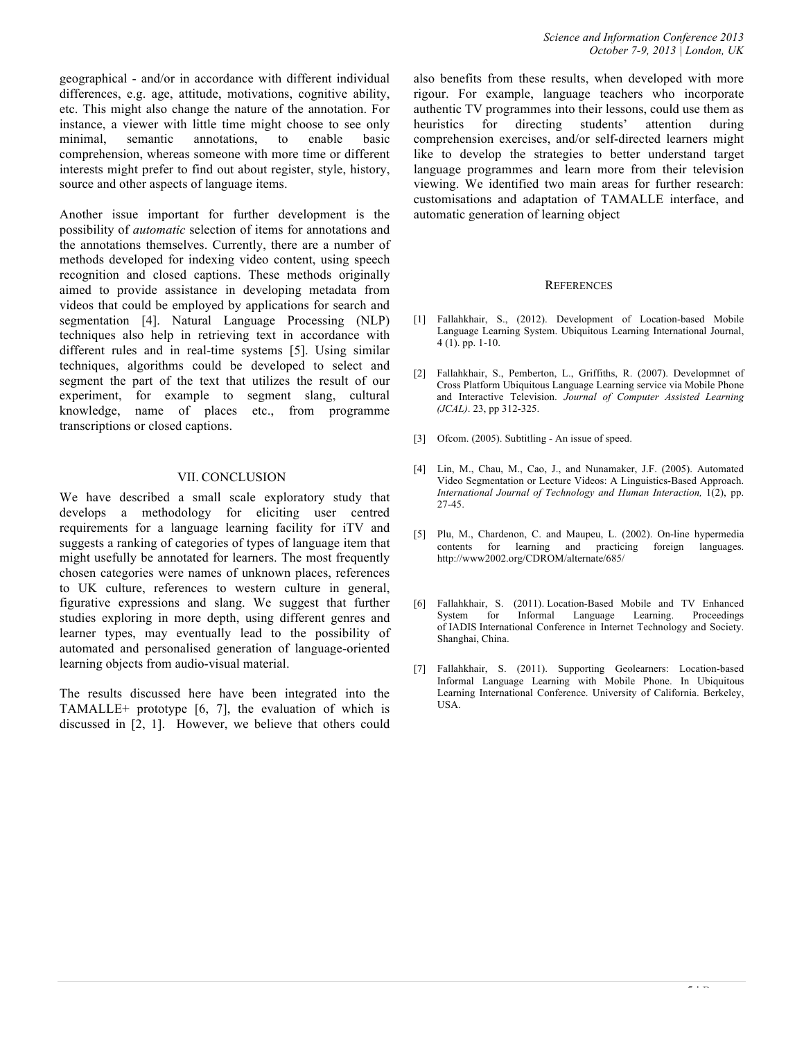geographical - and/or in accordance with different individual differences, e.g. age, attitude, motivations, cognitive ability, etc. This might also change the nature of the annotation. For instance, a viewer with little time might choose to see only minimal, semantic annotations, to enable basic comprehension, whereas someone with more time or different interests might prefer to find out about register, style, history, source and other aspects of language items.

Another issue important for further development is the possibility of *automatic* selection of items for annotations and the annotations themselves. Currently, there are a number of methods developed for indexing video content, using speech recognition and closed captions. These methods originally aimed to provide assistance in developing metadata from videos that could be employed by applications for search and segmentation [4]. Natural Language Processing (NLP) techniques also help in retrieving text in accordance with different rules and in real-time systems [5]. Using similar techniques, algorithms could be developed to select and segment the part of the text that utilizes the result of our experiment, for example to segment slang, cultural knowledge, name of places etc., from programme transcriptions or closed captions.

## VII. CONCLUSION

We have described a small scale exploratory study that develops a methodology for eliciting user centred requirements for a language learning facility for iTV and suggests a ranking of categories of types of language item that might usefully be annotated for learners. The most frequently chosen categories were names of unknown places, references to UK culture, references to western culture in general, figurative expressions and slang. We suggest that further studies exploring in more depth, using different genres and learner types, may eventually lead to the possibility of automated and personalised generation of language-oriented learning objects from audio-visual material.

The results discussed here have been integrated into the TAMALLE+ prototype [6, 7], the evaluation of which is discussed in [2, 1]. However, we believe that others could also benefits from these results, when developed with more rigour. For example, language teachers who incorporate authentic TV programmes into their lessons, could use them as heuristics for directing students' attention during comprehension exercises, and/or self-directed learners might like to develop the strategies to better understand target language programmes and learn more from their television viewing. We identified two main areas for further research: customisations and adaptation of TAMALLE interface, and automatic generation of learning object

## REFERENCES

[1] Fallahkhair, S., (2012). Development of Location-based Mobile Language Learning System. Ubiquitous Learning International Journal, 4 (1). pp. 1-10.

[2] Fallahkhair, S., Pemberton, L., Griffiths, R. (2007). Developmnet of Cross Platform Ubiquitous Language Learning service via Mobile Phone and Interactive Television. *Journal of Computer Assisted Learning (JCAL)*. 23, pp 312-325.

[3] Ofcom. (2005). Subtitling - An issue of speed.

[4] Lin, M., Chau, M., Cao, J., and Nunamaker, J.F. (2005). Automated Video Segmentation or Lecture Videos: A Linguistics-Based Approach. *International Journal of Technology and Human Interaction,* 1(2), pp. 27-45.

[5] Plu, M., Chardenon, C. and Maupeu, L. (2002). On-line hypermedia contents for learning and practicing foreign languages. http://www2002.org/CDROM/alternate/685/

[6] Fallahkhair, S. (2011). Location-Based Mobile and TV Enhanced System for Informal Language Learning. Proceedings of IADIS International Conference in Internet Technology and Society. Shanghai, China.

[7] Fallahkhair, S. (2011). Supporting Geolearners: Location-based Informal Language Learning with Mobile Phone. In Ubiquitous Learning International Conference. University of California. Berkeley, USA.